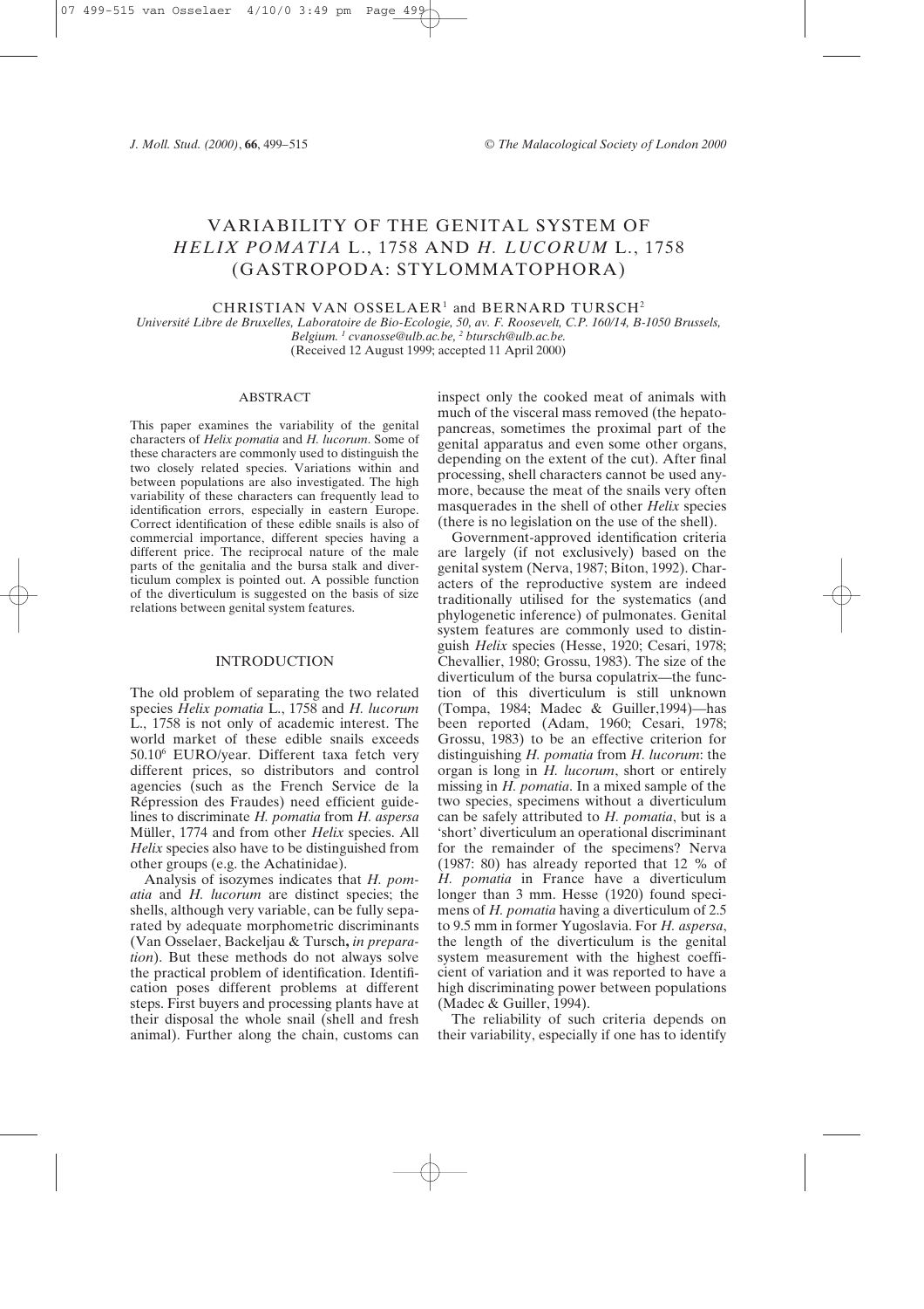# VARIABILITY OF THE GENITAL SYSTEM OF *HELIX POMATIA* L., 1758 AND *H. LUCORUM* L., 1758 (GASTROPODA: STYLOMMATOPHORA)

CHRISTIAN VAN OSSELAER[1] and BERNARD TURSCH[2]

*Université Libre de Bruxelles, Laboratoire de Bio-Ecologie, 50, av. F. Roosevelt, C.P. 160/14, B-1050 Brussels, Belgium. [1] cvanosse@ulb.ac.be, [2] btursch@ulb.ac.be.*

(Received 12 August 1999; accepted 11 April 2000)

## ABSTRACT

This paper examines the variability of the genital characters of *Helix pomatia* and *H. lucorum*. Some of these characters are commonly used to distinguish the two closely related species. Variations within and between populations are also investigated. The high variability of these characters can frequently lead to identification errors, especially in eastern Europe. Correct identification of these edible snails is also of commercial importance, different species having a different price. The reciprocal nature of the male parts of the genitalia and the bursa stalk and diverticulum complex is pointed out. A possible function of the diverticulum is suggested on the basis of size relations between genital system features.

## INTRODUCTION

The old problem of separating the two related species *Helix pomatia* L., 1758 and *H. lucorum* L., 1758 is not only of academic interest. The world market of these edible snails exceeds $50.10^6$ EURO/year. Different taxa fetch very different prices, so distributors and control agencies (such as the French Service de la Répression des Fraudes) need efficient guidelines to discriminate *H. pomatia* from *H. aspersa* Müller, 1774 and from other *Helix* species. All *Helix* species also have to be distinguished from other groups (e.g. the Achatinidae).

Analysis of isozymes indicates that *H. pomatia* and *H. lucorum* are distinct species; the shells, although very variable, can be fully separated by adequate morphometric discriminants (Van Osselaer, Backeljau & Tursch, *in preparation*). But these methods do not always solve the practical problem of identification. Identification poses different problems at different steps. First buyers and processing plants have at their disposal the whole snail (shell and fresh animal). Further along the chain, customs can inspect only the cooked meat of animals with much of the visceral mass removed (the hepatopancreas, sometimes the proximal part of the genital apparatus and even some other organs, depending on the extent of the cut). After final processing, shell characters cannot be used anymore, because the meat of the snails very often masquerades in the shell of other *Helix* species (there is no legislation on the use of the shell).

Government-approved identification criteria are largely (if not exclusively) based on the genital system (Nerva, 1987; Biton, 1992). Characters of the reproductive system are indeed traditionally utilised for the systematics (and phylogenetic inference) of pulmonates. Genital system features are commonly used to distinguish *Helix* species (Hesse, 1920; Cesari, 1978; Chevallier, 1980; Grossu, 1983). The size of the diverticulum of the bursa copulatrix—the function of this diverticulum is still unknown (Tompa, 1984; Madec & Guiller,1994)—has been reported (Adam, 1960; Cesari, 1978; Grossu, 1983) to be an effective criterion for distinguishing *H. pomatia* from *H. lucorum*: the organ is long in *H. lucorum*, short or entirely missing in *H. pomatia*. In a mixed sample of the two species, specimens without a diverticulum can be safely attributed to *H. pomatia*, but is a 'short' diverticulum an operational discriminant for the remainder of the specimens? Nerva (1987: 80) has already reported that 12 % of *H. pomatia* in France have a diverticulum longer than 3 mm. Hesse (1920) found specimens of *H. pomatia* having a diverticulum of 2.5 to 9.5 mm in former Yugoslavia. For *H. aspersa*, the length of the diverticulum is the genital system measurement with the highest coefficient of variation and it was reported to have a high discriminating power between populations (Madec & Guiller, 1994).

The reliability of such criteria depends on their variability, especially if one has to identify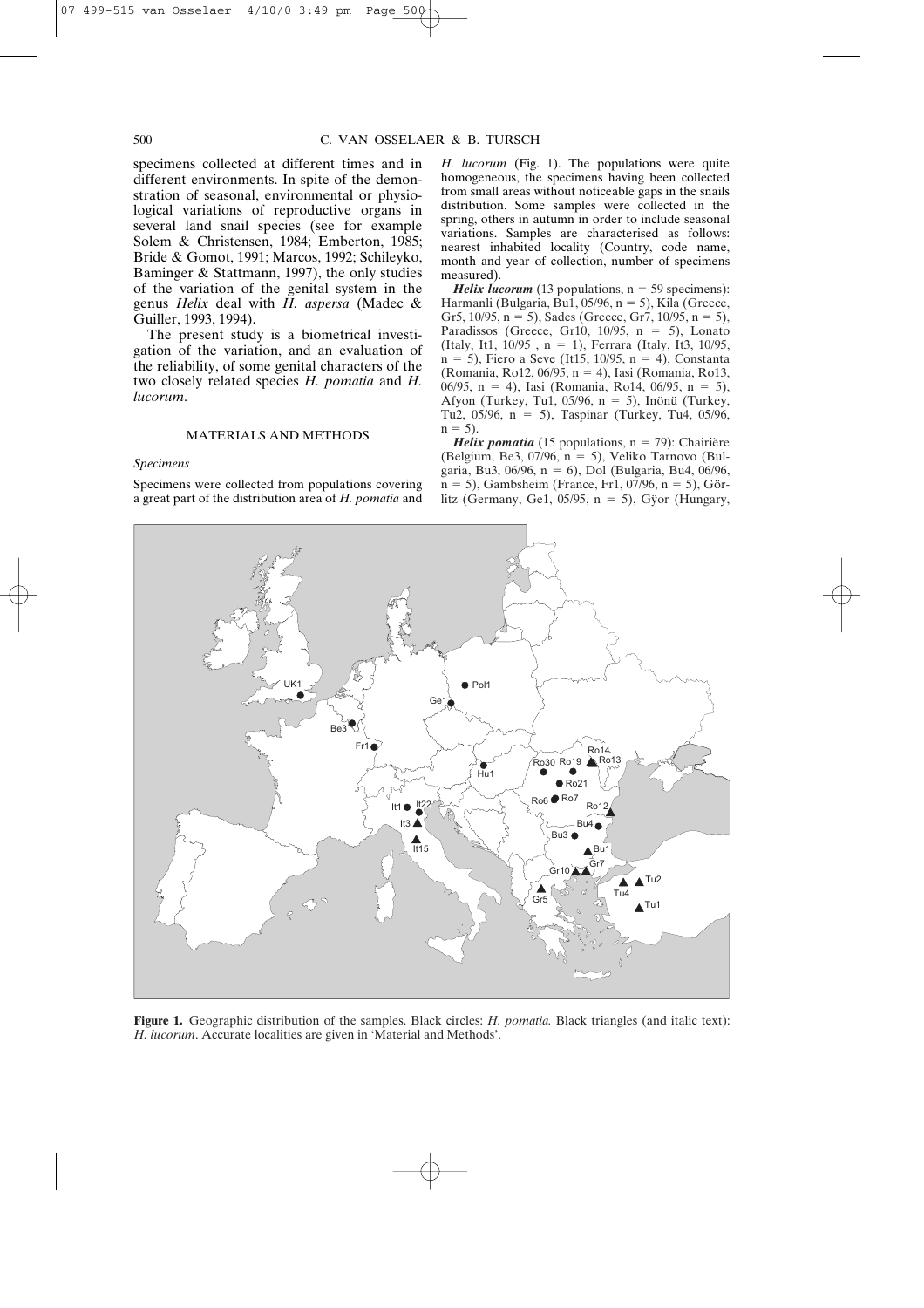specimens collected at different times and in different environments. In spite of the demonstration of seasonal, environmental or physiological variations of reproductive organs in several land snail species (see for example Solem & Christensen, 1984; Emberton, 1985; Bride & Gomot, 1991; Marcos, 1992; Schileyko, Baminger & Stattmann, 1997), the only studies of the variation of the genital system in the genus *Helix* deal with *H. aspersa* (Madec & Guiller, 1993, 1994).

The present study is a biometrical investigation of the variation, and an evaluation of the reliability, of some genital characters of the two closely related species *H. pomatia* and *H. lucorum*.

## MATERIALS AND METHODS

### *Specimens*

Specimens were collected from populations covering a great part of the distribution area of *H. pomatia* and *H. lucorum* (Fig. 1). The populations were quite homogeneous, the specimens having been collected from small areas without noticeable gaps in the snails distribution. Some samples were collected in the spring, others in autumn in order to include seasonal variations. Samples are characterised as follows: nearest inhabited locality (Country, code name, month and year of collection, number of specimens measured).

***Helix lucorum*** (13 populations, n = 59 specimens): Harmanli (Bulgaria, Bu1, 05/96, n = 5), Kila (Greece, Gr5, 10/95, n = 5), Sades (Greece, Gr7, 10/95, n = 5), Paradissos (Greece, Gr10, 10/95, n = 5), Lonato (Italy, It1, 10/95 , n = 1), Ferrara (Italy, It3, 10/95, n = 5), Fiero a Seve (It15, 10/95, n = 4), Constanta (Romania, Ro12, 06/95, n = 4), Iasi (Romania, Ro13, 06/95, n = 4), Iasi (Romania, Ro14, 06/95, n = 5), Afyon (Turkey, Tu1, 05/96, n = 5), Inönü (Turkey, Tu2, 05/96, n = 5), Taspinar (Turkey, Tu4, 05/96, n = 5).

***Helix pomatia*** (15 populations, n = 79): Chairière (Belgium, Be3, 07/96, n = 5), Veliko Tarnovo (Bulgaria, Bu3, 06/96, n = 6), Dol (Bulgaria, Bu4, 06/96, n = 5), Gambsheim (France, Fr1, 07/96, n = 5), Görlitz (Germany, Ge1, 05/95, n = 5), Gÿor (Hungary,

**Figure 1.** Geographic distribution of the samples. Black circles: *H. pomatia.* Black triangles (and italic text): *H. lucorum*. Accurate localities are given in 'Material and Methods'.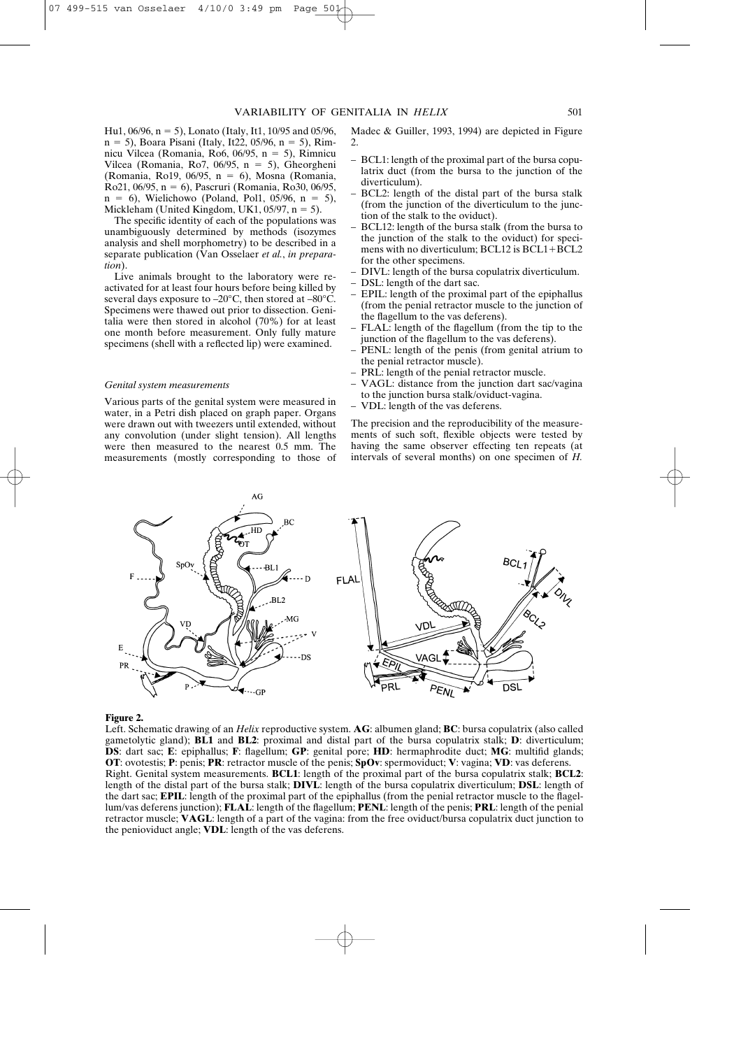Hu1, 06/96, n = 5), Lonato (Italy, It1, 10/95 and 05/96, n = 5), Boara Pisani (Italy, It22, 05/96, n = 5), Rimnicu Vilcea (Romania, Ro6, 06/95, n = 5), Rimnicu Vilcea (Romania, Ro7, 06/95, n = 5), Gheorgheni (Romania, Ro19, 06/95, n = 6), Mosna (Romania, Ro21, 06/95, n = 6), Pascruri (Romania, Ro30, 06/95, n = 6), Wielichowo (Poland, Pol1, 05/96, n = 5), Mickleham (United Kingdom, UK1, 05/97, n = 5).

The specific identity of each of the populations was unambiguously determined by methods (isozymes analysis and shell morphometry) to be described in a separate publication (Van Osselaer *et al.*, *in preparation*).

Live animals brought to the laboratory were reactivated for at least four hours before being killed by several days exposure to –20°C, then stored at –80°C. Specimens were thawed out prior to dissection. Genitalia were then stored in alcohol (70%) for at least one month before measurement. Only fully mature specimens (shell with a reflected lip) were examined.

### *Genital system measurements*

Various parts of the genital system were measured in water, in a Petri dish placed on graph paper. Organs were drawn out with tweezers until extended, without any convolution (under slight tension). All lengths were then measured to the nearest 0.5 mm. The measurements (mostly corresponding to those of Madec & Guiller, 1993, 1994) are depicted in Figure 2.

- BCL1: length of the proximal part of the bursa copulatrix duct (from the bursa to the junction of the diverticulum).
- BCL2: length of the distal part of the bursa stalk (from the junction of the diverticulum to the junction of the stalk to the oviduct).
- BCL12: length of the bursa stalk (from the bursa to the junction of the stalk to the oviduct) for specimens with no diverticulum; BCL12 is BCL1+BCL2 for the other specimens.
- DIVL: length of the bursa copulatrix diverticulum.
- DSL: length of the dart sac.
- EPIL: length of the proximal part of the epiphallus (from the penial retractor muscle to the junction of the flagellum to the vas deferens).
- FLAL: length of the flagellum (from the tip to the junction of the flagellum to the vas deferens).
- PENL: length of the penis (from genital atrium to the penial retractor muscle).
- PRL: length of the penial retractor muscle.
- VAGL: distance from the junction dart sac/vagina to the junction bursa stalk/oviduct-vagina.
- VDL: length of the vas deferens.

The precision and the reproducibility of the measurements of such soft, flexible objects were tested by having the same observer effecting ten repeats (at intervals of several months) on one specimen of *H.*

**Figure 2.**
Left. Schematic drawing of an *Helix* reproductive system. **AG**: albumen gland; **BC**: bursa copulatrix (also called gametolytic gland); **BL1** and **BL2**: proximal and distal part of the bursa copulatrix stalk; **D**: diverticulum; **DS**: dart sac; **E**: epiphallus; **F**: flagellum; **GP**: genital pore; **HD**: hermaphrodite duct; **MG**: multifid glands; **OT**: ovotestis; **P**: penis; **PR**: retractor muscle of the penis; **SpOv**: spermoviduct; **V**: vagina; **VD**: vas deferens.
Right. Genital system measurements. **BCL1**: length of the proximal part of the bursa copulatrix stalk; **BCL2**: length of the distal part of the bursa stalk; **DIVL**: length of the bursa copulatrix diverticulum; **DSL**: length of the dart sac; **EPIL**: length of the proximal part of the epiphallus (from the penial retractor muscle to the flagellum/vas deferens junction); **FLAL**: length of the flagellum; **PENL**: length of the penis; **PRL**: length of the penial retractor muscle; **VAGL**: length of a part of the vagina: from the free oviduct/bursa copulatrix duct junction to the penioviduct angle; **VDL**: length of the vas deferens.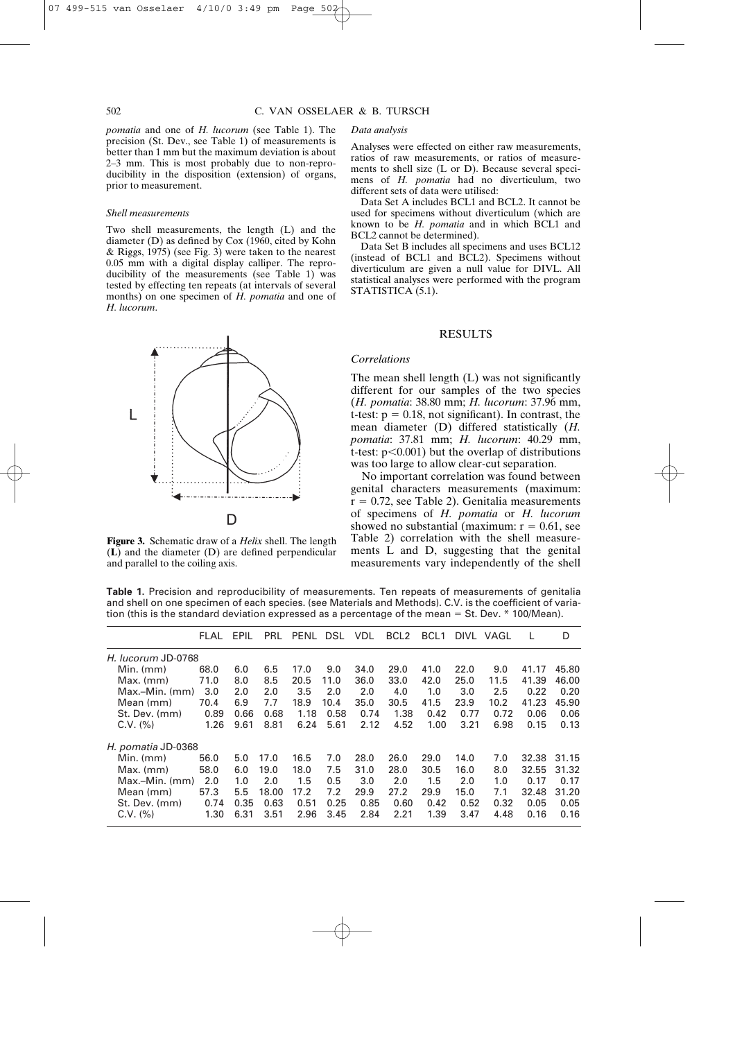*pomatia* and one of *H. lucorum* (see Table 1). The precision (St. Dev., see Table 1) of measurements is better than 1 mm but the maximum deviation is about 2–3 mm. This is most probably due to non-reproducibility in the disposition (extension) of organs, prior to measurement.

### *Shell measurements*

Two shell measurements, the length (L) and the diameter (D) as defined by Cox (1960, cited by Kohn & Riggs, 1975) (see Fig. 3) were taken to the nearest 0.05 mm with a digital display calliper. The reproducibility of the measurements (see Table 1) was tested by effecting ten repeats (at intervals of several months) on one specimen of *H. pomatia* and one of *H. lucorum*.

**Figure 3.** Schematic draw of a *Helix* shell. The length (**L**) and the diameter (D) are defined perpendicular and parallel to the coiling axis.

### *Data analysis*

Analyses were effected on either raw measurements, ratios of raw measurements, or ratios of measurements to shell size (L or D). Because several specimens of *H. pomatia* had no diverticulum, two different sets of data were utilised:

Data Set A includes BCL1 and BCL2. It cannot be used for specimens without diverticulum (which are known to be *H. pomatia* and in which BCL1 and BCL2 cannot be determined).

Data Set B includes all specimens and uses BCL12 (instead of BCL1 and BCL2). Specimens without diverticulum are given a null value for DIVL. All statistical analyses were performed with the program STATISTICA (5.1).

## RESULTS

### *Correlations*

The mean shell length (L) was not significantly different for our samples of the two species (*H. pomatia*: 38.80 mm; *H. lucorum*: 37.96 mm, t-test: $p = 0.18$, not significant). In contrast, the mean diameter (D) differed statistically (*H. pomatia*: 37.81 mm; *H. lucorum*: 40.29 mm, t-test: $p<0.001$) but the overlap of distributions was too large to allow clear-cut separation.

No important correlation was found between genital characters measurements (maximum: $r = 0.72$, see Table 2). Genitalia measurements of specimens of *H. pomatia* or *H. lucorum* showed no substantial (maximum: $r = 0.61$, see Table 2) correlation with the shell measurements L and D, suggesting that the genital measurements vary independently of the shell

**Table 1.** Precision and reproducibility of measurements. Ten repeats of measurements of genitalia and shell on one specimen of each species. (see Materials and Methods). C.V. is the coefficient of variation (this is the standard deviation expressed as a percentage of the mean = St. Dev. * 100/Mean).

| | FLAL | EPIL | PRL | PENL | DSL | VDL | BCL2 | BCL1 | DIVL | VAGL | L | D |
|---|---|---|---|---|---|---|---|---|---|---|---|---|
| *H. lucorum* JD-0768 | | | | | | | | | | | | |
| Min. (mm) | 68.0 | 6.0 | 6.5 | 17.0 | 9.0 | 34.0 | 29.0 | 41.0 | 22.0 | 9.0 | 41.17 | 45.80 |
| Max. (mm) | 71.0 | 8.0 | 8.5 | 20.5 | 11.0 | 36.0 | 33.0 | 42.0 | 25.0 | 11.5 | 41.39 | 46.00 |
| Max.–Min. (mm) | 3.0 | 2.0 | 2.0 | 3.5 | 2.0 | 2.0 | 4.0 | 1.0 | 3.0 | 2.5 | 0.22 | 0.20 |
| Mean (mm) | 70.4 | 6.9 | 7.7 | 18.9 | 10.4 | 35.0 | 30.5 | 41.5 | 23.9 | 10.2 | 41.23 | 45.90 |
| St. Dev. (mm) | 0.89 | 0.66 | 0.68 | 1.18 | 0.58 | 0.74 | 1.38 | 0.42 | 0.77 | 0.72 | 0.06 | 0.06 |
| C.V. (%) | 1.26 | 9.61 | 8.81 | 6.24 | 5.61 | 2.12 | 4.52 | 1.00 | 3.21 | 6.98 | 0.15 | 0.13 |
| *H. pomatia* JD-0368 | | | | | | | | | | | | |
| Min. (mm) | 56.0 | 5.0 | 17.0 | 16.5 | 7.0 | 28.0 | 26.0 | 29.0 | 14.0 | 7.0 | 32.38 | 31.15 |
| Max. (mm) | 58.0 | 6.0 | 19.0 | 18.0 | 7.5 | 31.0 | 28.0 | 30.5 | 16.0 | 8.0 | 32.55 | 31.32 |
| Max.–Min. (mm) | 2.0 | 1.0 | 2.0 | 1.5 | 0.5 | 3.0 | 2.0 | 1.5 | 2.0 | 1.0 | 0.17 | 0.17 |
| Mean (mm) | 57.3 | 5.5 | 18.00 | 17.2 | 7.2 | 29.9 | 27.2 | 29.9 | 15.0 | 7.1 | 32.48 | 31.20 |
| St. Dev. (mm) | 0.74 | 0.35 | 0.63 | 0.51 | 0.25 | 0.85 | 0.60 | 0.42 | 0.52 | 0.32 | 0.05 | 0.05 |
| C.V. (%) | 1.30 | 6.31 | 3.51 | 2.96 | 3.45 | 2.84 | 2.21 | 1.39 | 3.47 | 4.48 | 0.16 | 0.16 |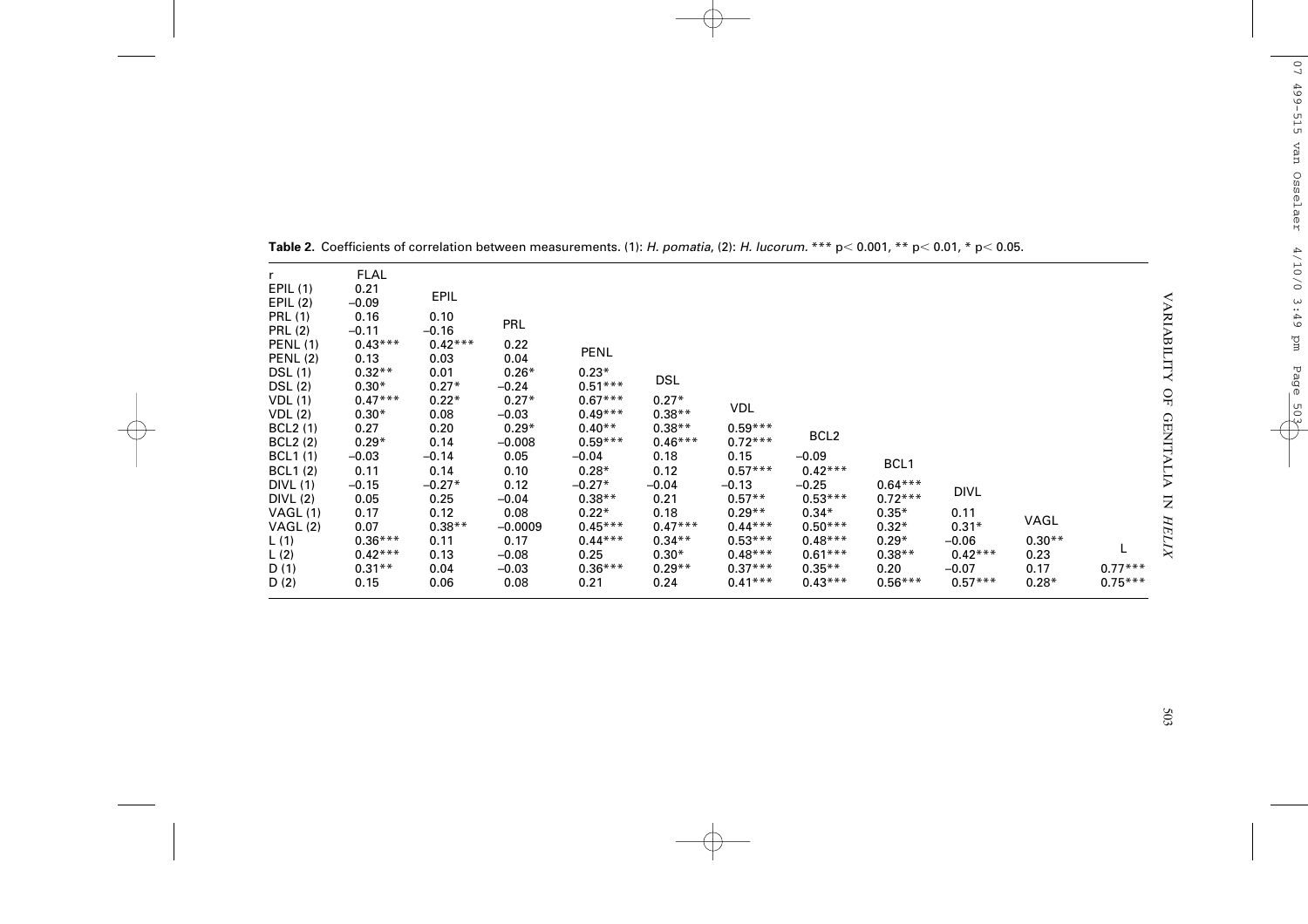**Table 2.** Coefficients of correlation between measurements. (1): *H. pomatia*, (2): *H. lucorum*. *** p< 0.001, ** p< 0.01, * p< 0.05.

| r | FLAL | EPIL | PRL | PENL | DSL | VDL | BCL2 | BCL1 | DIVL | VAGL | L |
|---|---|---|---|---|---|---|---|---|---|---|---|
| EPIL (1) | 0.21 | | | | | | | | | | |
| EPIL (2) | –0.09 | | | | | | | | | | |
| PRL (1) | 0.16 | 0.10 | | | | | | | | | |
| PRL (2) | –0.11 | –0.16 | | | | | | | | | |
| PENL (1) | 0.43*** | 0.42*** | 0.22 | | | | | | | | |
| PENL (2) | 0.13 | 0.03 | 0.04 | | | | | | | | |
| DSL (1) | 0.32** | 0.01 | 0.26* | 0.23* | | | | | | | |
| DSL (2) | 0.30* | 0.27* | –0.24 | 0.51*** | | | | | | | |
| VDL (1) | 0.47*** | 0.22* | 0.27* | 0.67*** | 0.27* | | | | | | |
| VDL (2) | 0.30* | 0.08 | –0.03 | 0.49*** | 0.38** | | | | | | |
| BCL2 (1) | 0.27 | 0.20 | 0.29* | 0.40** | 0.38** | 0.59*** | | | | | |
| BCL2 (2) | 0.29* | 0.14 | –0.008 | 0.59*** | 0.46*** | 0.72*** | | | | | |
| BCL1 (1) | –0.03 | –0.14 | 0.05 | –0.04 | 0.18 | 0.15 | –0.09 | | | | |
| BCL1 (2) | 0.11 | 0.14 | 0.10 | 0.28* | 0.12 | 0.57*** | 0.42*** | | | | |
| DIVL (1) | –0.15 | –0.27* | 0.12 | –0.27* | –0.04 | –0.13 | –0.25 | 0.64*** | | | |
| DIVL (2) | 0.05 | 0.25 | –0.04 | 0.38** | 0.21 | 0.57** | 0.53*** | 0.72*** | | | |
| VAGL (1) | 0.17 | 0.12 | 0.08 | 0.22* | 0.18 | 0.29** | 0.34* | 0.35* | 0.11 | | |
| VAGL (2) | 0.07 | 0.38** | –0.0009 | 0.45*** | 0.47*** | 0.44*** | 0.50*** | 0.32* | 0.31* | | |
| L (1) | 0.36*** | 0.11 | 0.17 | 0.44*** | 0.34** | 0.53*** | 0.48*** | 0.29* | –0.06 | 0.30** | |
| L (2) | 0.42*** | 0.13 | –0.08 | 0.25 | 0.30* | 0.48*** | 0.61*** | 0.38** | 0.42*** | 0.23 | |
| D (1) | 0.31** | 0.04 | –0.03 | 0.36*** | 0.29** | 0.37*** | 0.35** | 0.20 | –0.07 | 0.17 | 0.77*** |
| D (2) | 0.15 | 0.06 | 0.08 | 0.21 | 0.24 | 0.41*** | 0.43*** | 0.56*** | 0.57*** | 0.28* | 0.75*** |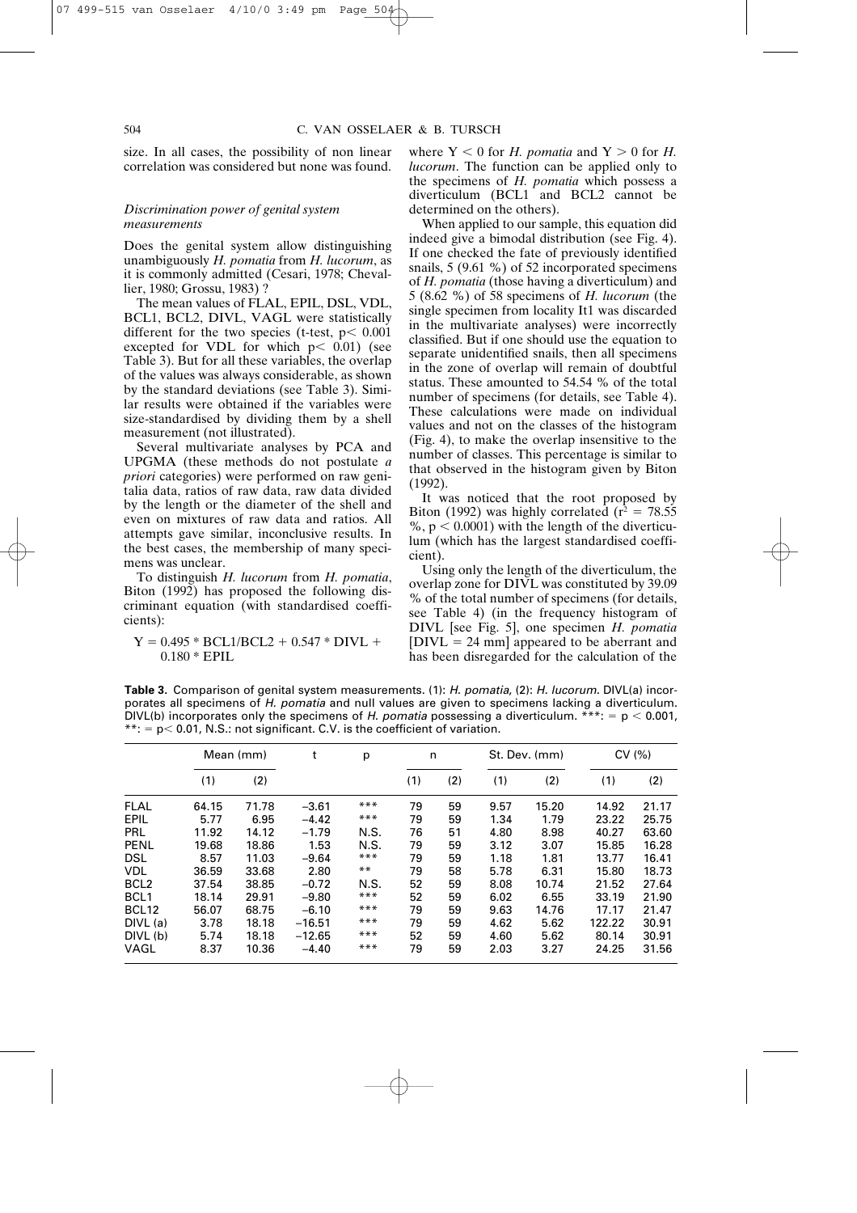size. In all cases, the possibility of non linear correlation was considered but none was found.

### *Discrimination power of genital system measurements*

Does the genital system allow distinguishing unambiguously *H. pomatia* from *H. lucorum*, as it is commonly admitted (Cesari, 1978; Chevallier, 1980; Grossu, 1983) ?

The mean values of FLAL, EPIL, DSL, VDL, BCL1, BCL2, DIVL, VAGL were statistically different for the two species (t-test, $p < 0.001$ excepted for VDL for which $p < 0.01$) (see Table 3). But for all these variables, the overlap of the values was always considerable, as shown by the standard deviations (see Table 3). Similar results were obtained if the variables were size-standardised by dividing them by a shell measurement (not illustrated).

Several multivariate analyses by PCA and UPGMA (these methods do not postulate *a priori* categories) were performed on raw genitalia data, ratios of raw data, raw data divided by the length or the diameter of the shell and even on mixtures of raw data and ratios. All attempts gave similar, inconclusive results. In the best cases, the membership of many specimens was unclear.

To distinguish *H. lucorum* from *H. pomatia*, Biton (1992) has proposed the following discriminant equation (with standardised coefficients):

$$Y = 0.495 * BCL1/BCL2 + 0.547 * DIVL + 0.180 * EPIL$$

where $Y < 0$ for *H. pomatia* and $Y > 0$ for *H. lucorum*. The function can be applied only to the specimens of *H. pomatia* which possess a diverticulum (BCL1 and BCL2 cannot be determined on the others).

When applied to our sample, this equation did indeed give a bimodal distribution (see Fig. 4). If one checked the fate of previously identified snails, 5 (9.61 %) of 52 incorporated specimens of *H. pomatia* (those having a diverticulum) and 5 (8.62 %) of 58 specimens of *H. lucorum* (the single specimen from locality It1 was discarded in the multivariate analyses) were incorrectly classified. But if one should use the equation to separate unidentified snails, then all specimens in the zone of overlap will remain of doubtful status. These amounted to 54.54 % of the total number of specimens (for details, see Table 4). These calculations were made on individual values and not on the classes of the histogram (Fig. 4), to make the overlap insensitive to the number of classes. This percentage is similar to that observed in the histogram given by Biton (1992).

It was noticed that the root proposed by Biton (1992) was highly correlated ($r^2 = 78.55$ %, $p < 0.0001$) with the length of the diverticulum (which has the largest standardised coefficient).

Using only the length of the diverticulum, the overlap zone for DIVL was constituted by 39.09 % of the total number of specimens (for details, see Table 4) (in the frequency histogram of DIVL [see Fig. 5], one specimen *H. pomatia* [DIVL = 24 mm] appeared to be aberrant and has been disregarded for the calculation of the

**Table 3.** Comparison of genital system measurements. (1): *H. pomatia*, (2): *H. lucorum*. DIVL(a) incorporates all specimens of *H. pomatia* and null values are given to specimens lacking a diverticulum. DIVL(b) incorporates only the specimens of *H. pomatia* possessing a diverticulum. ***: = $p < 0.001$, **: = $p < 0.01$, N.S.: not significant. C.V. is the coefficient of variation.

| | Mean (mm) | | t | p | n | | St. Dev. (mm) | | CV (%) | |
|---|---|---|---|---|---|---|---|---|---|---|
| | (1) | (2) | | | (1) | (2) | (1) | (2) | (1) | (2) |
| FLAL | 64.15 | 71.78 | −3.61 | *** | 79 | 59 | 9.57 | 15.20 | 14.92 | 21.17 |
| EPIL | 5.77 | 6.95 | −4.42 | *** | 79 | 59 | 1.34 | 1.79 | 23.22 | 25.75 |
| PRL | 11.92 | 14.12 | −1.79 | N.S. | 76 | 51 | 4.80 | 8.98 | 40.27 | 63.60 |
| PENL | 19.68 | 18.86 | 1.53 | N.S. | 79 | 59 | 3.12 | 3.07 | 15.85 | 16.28 |
| DSL | 8.57 | 11.03 | −9.64 | *** | 79 | 59 | 1.18 | 1.81 | 13.77 | 16.41 |
| VDL | 36.59 | 33.68 | 2.80 | ** | 79 | 58 | 5.78 | 6.31 | 15.80 | 18.73 |
| BCL2 | 37.54 | 38.85 | −0.72 | N.S. | 52 | 59 | 8.08 | 10.74 | 21.52 | 27.64 |
| BCL1 | 18.14 | 29.91 | −9.80 | *** | 52 | 59 | 6.02 | 6.55 | 33.19 | 21.90 |
| BCL12 | 56.07 | 68.75 | −6.10 | *** | 79 | 59 | 9.63 | 14.76 | 17.17 | 21.47 |
| DIVL (a) | 3.78 | 18.18 | −16.51 | *** | 79 | 59 | 4.62 | 5.62 | 122.22 | 30.91 |
| DIVL (b) | 5.74 | 18.18 | −12.65 | *** | 52 | 59 | 4.60 | 5.62 | 80.14 | 30.91 |
| VAGL | 8.37 | 10.36 | −4.40 | *** | 79 | 59 | 2.03 | 3.27 | 24.25 | 31.56 |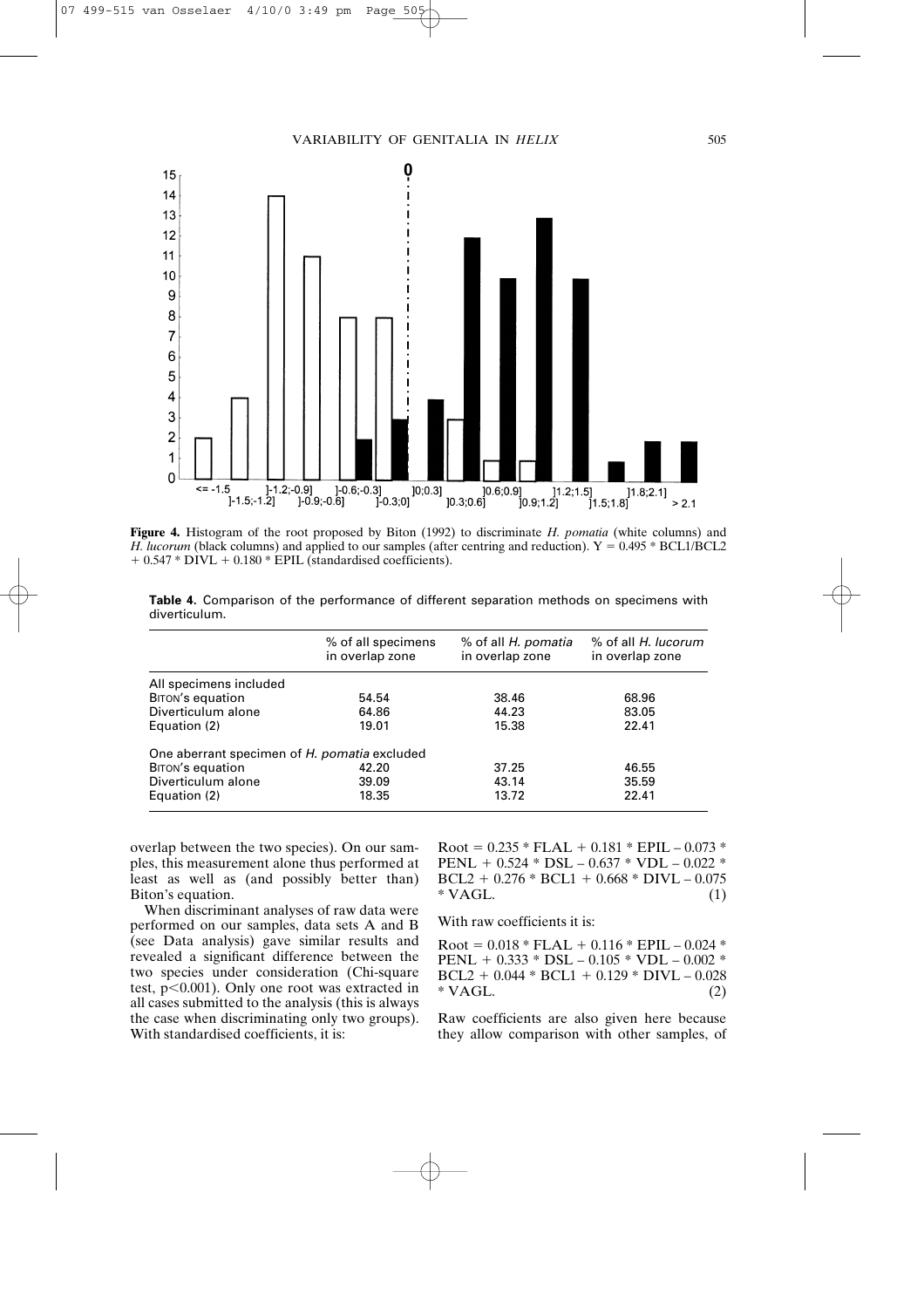**Figure 4.** Histogram of the root proposed by Biton (1992) to discriminate *H. pomatia* (white columns) and *H. lucorum* (black columns) and applied to our samples (after centring and reduction). $Y = 0.495 * BCL1/BCL2 + 0.547 * DIVL + 0.180 * EPIL$ (standardised coefficients).

**Table 4.** Comparison of the performance of different separation methods on specimens with diverticulum.

| | % of all specimens in overlap zone | % of all *H. pomatia* in overlap zone | % of all *H. lucorum* in overlap zone |
|---|---|---|---|
| All specimens included | | | |
| Biton's equation | 54.54 | 38.46 | 68.96 |
| Diverticulum alone | 64.86 | 44.23 | 83.05 |
| Equation (2) | 19.01 | 15.38 | 22.41 |
| One aberrant specimen of *H. pomatia* excluded | | | |
| Biton's equation | 42.20 | 37.25 | 46.55 |
| Diverticulum alone | 39.09 | 43.14 | 35.59 |
| Equation (2) | 18.35 | 13.72 | 22.41 |

overlap between the two species). On our samples, this measurement alone thus performed at least as well as (and possibly better than) Biton's equation.

When discriminant analyses of raw data were performed on our samples, data sets A and B (see Data analysis) gave similar results and revealed a significant difference between the two species under consideration (Chi-square test, $p<0.001$). Only one root was extracted in all cases submitted to the analysis (this is always the case when discriminating only two groups). With standardised coefficients, it is:

$$Root = 0.235 * FLAL + 0.181 * EPIL - 0.073 * PENL + 0.524 * DSL - 0.637 * VDL - 0.022 * BCL2 + 0.276 * BCL1 + 0.668 * DIVL - 0.075 * VAGL. \quad (1)$$

With raw coefficients it is:

$$Root = 0.018 * FLAL + 0.116 * EPIL - 0.024 * PENL + 0.333 * DSL - 0.105 * VDL - 0.002 * BCL2 + 0.044 * BCL1 + 0.129 * DIVL - 0.028 * VAGL. \quad (2)$$

Raw coefficients are also given here because they allow comparison with other samples, of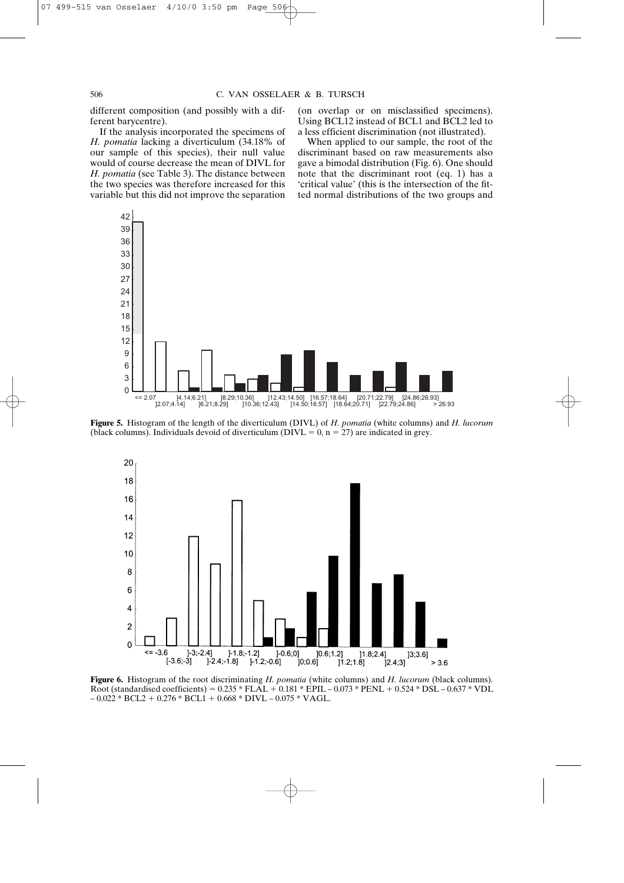different composition (and possibly with a different barycentre).

If the analysis incorporated the specimens of *H. pomatia* lacking a diverticulum (34.18% of our sample of this species), their null value would of course decrease the mean of DIVL for *H. pomatia* (see Table 3). The distance between the two species was therefore increased for this variable but this did not improve the separation (on overlap or on misclassified specimens). Using BCL12 instead of BCL1 and BCL2 led to a less efficient discrimination (not illustrated).

When applied to our sample, the root of the discriminant based on raw measurements also gave a bimodal distribution (Fig. 6). One should note that the discriminant root (eq. 1) has a 'critical value' (this is the intersection of the fitted normal distributions of the two groups and

**Figure 5.** Histogram of the length of the diverticulum (DIVL) of *H. pomatia* (white columns) and *H. lucorum* (black columns). Individuals devoid of diverticulum (DIVL = 0, n = 27) are indicated in grey.

**Figure 6.** Histogram of the root discriminating *H. pomatia* (white columns) and *H. lucorum* (black columns). Root (standardised coefficients) = 0.235 * FLAL + 0.181 * EPIL – 0.073 * PENL + 0.524 * DSL – 0.637 * VDL – 0.022 * BCL2 + 0.276 * BCL1 + 0.668 * DIVL – 0.075 * VAGL.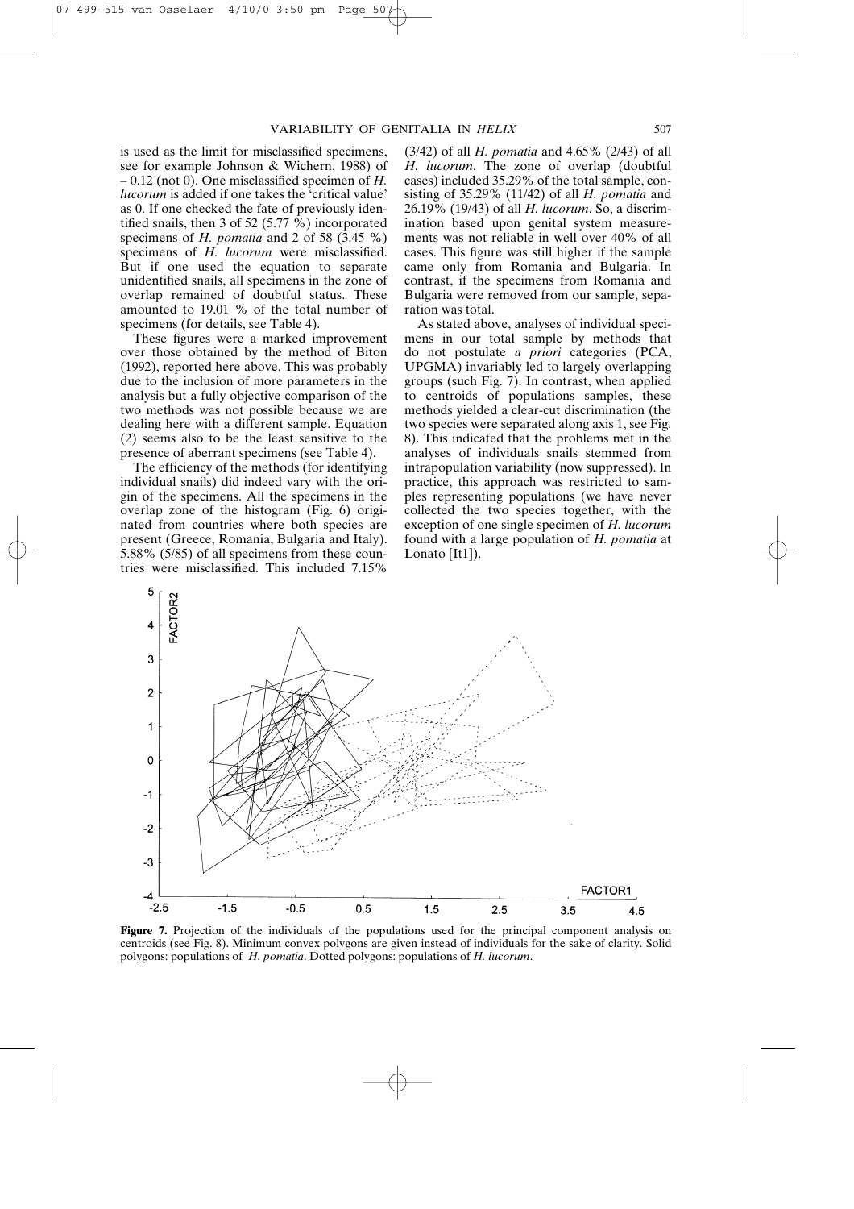is used as the limit for misclassified specimens, see for example Johnson & Wichern, 1988) of – 0.12 (not 0). One misclassified specimen of *H. lucorum* is added if one takes the 'critical value' as 0. If one checked the fate of previously identified snails, then 3 of 52 (5.77 %) incorporated specimens of *H. pomatia* and 2 of 58 (3.45 %) specimens of *H. lucorum* were misclassified. But if one used the equation to separate unidentified snails, all specimens in the zone of overlap remained of doubtful status. These amounted to 19.01 % of the total number of specimens (for details, see Table 4).

These figures were a marked improvement over those obtained by the method of Biton (1992), reported here above. This was probably due to the inclusion of more parameters in the analysis but a fully objective comparison of the two methods was not possible because we are dealing here with a different sample. Equation (2) seems also to be the least sensitive to the presence of aberrant specimens (see Table 4).

The efficiency of the methods (for identifying individual snails) did indeed vary with the origin of the specimens. All the specimens in the overlap zone of the histogram (Fig. 6) originated from countries where both species are present (Greece, Romania, Bulgaria and Italy). 5.88% (5/85) of all specimens from these countries were misclassified. This included 7.15% (3/42) of all *H. pomatia* and 4.65% (2/43) of all *H. lucorum*. The zone of overlap (doubtful cases) included 35.29% of the total sample, consisting of 35.29% (11/42) of all *H. pomatia* and 26.19% (19/43) of all *H. lucorum*. So, a discrimination based upon genital system measurements was not reliable in well over 40% of all cases. This figure was still higher if the sample came only from Romania and Bulgaria. In contrast, if the specimens from Romania and Bulgaria were removed from our sample, separation was total.

As stated above, analyses of individual specimens in our total sample by methods that do not postulate *a priori* categories (PCA, UPGMA) invariably led to largely overlapping groups (such Fig. 7). In contrast, when applied to centroids of populations samples, these methods yielded a clear-cut discrimination (the two species were separated along axis 1, see Fig. 8). This indicated that the problems met in the analyses of individuals snails stemmed from intrapopulation variability (now suppressed). In practice, this approach was restricted to samples representing populations (we have never collected the two species together, with the exception of one single specimen of *H. lucorum* found with a large population of *H. pomatia* at Lonato [It1]).

**Figure 7.** Projection of the individuals of the populations used for the principal component analysis on centroids (see Fig. 8). Minimum convex polygons are given instead of individuals for the sake of clarity. Solid polygons: populations of *H. pomatia*. Dotted polygons: populations of *H. lucorum*.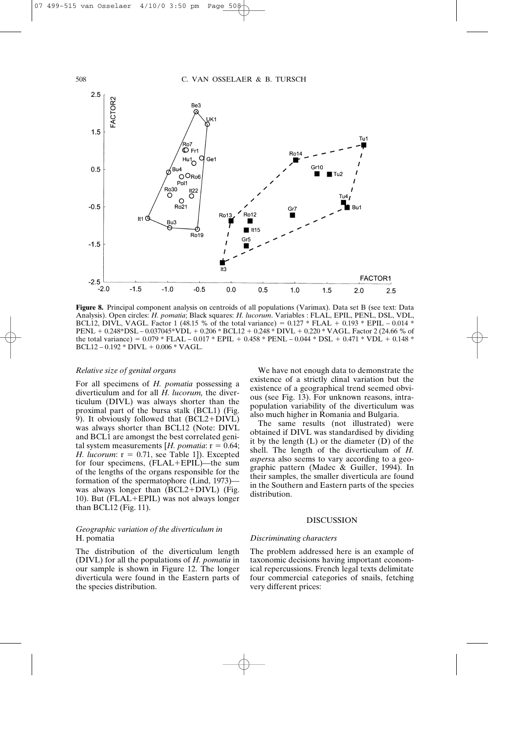**Figure 8.** Principal component analysis on centroids of all populations (Varimax). Data set B (see text: Data Analysis). Open circles: *H. pomatia*; Black squares: *H. lucorum*. Variables : FLAL, EPIL, PENL, DSL, VDL, BCL12, DIVL, VAGL. Factor 1 (48.15 % of the total variance) = 0.127 * FLAL + 0.193 * EPIL – 0.014 * PENL + 0.248*DSL – 0.037045*VDL + 0.206 * BCL12 + 0.248 * DIVL + 0.220 * VAGL. Factor 2 (24.66 % of the total variance) = 0.079 * FLAL – 0.017 * EPIL + 0.458 * PENL – 0.044 * DSL + 0.471 * VDL + 0.148 * BCL12 – 0.192 * DIVL + 0.006 * VAGL.

### *Relative size of genital organs*

For all specimens of *H. pomatia* possessing a diverticulum and for all *H. lucorum,* the diverticulum (DIVL) was always shorter than the proximal part of the bursa stalk (BCL1) (Fig. 9). It obviously followed that (BCL2+DIVL) was always shorter than BCL12 (Note: DIVL and BCL1 are amongst the best correlated genital system measurements [*H. pomatia*: r = 0.64; *H. lucorum*: r = 0.71, see Table 1]). Excepted for four specimens, (FLAL+EPIL)—the sum of the lengths of the organs responsible for the formation of the spermatophore (Lind, 1973)—was always longer than (BCL2+DIVL) (Fig. 10). But (FLAL+EPIL) was not always longer than BCL12 (Fig. 11).

### *Geographic variation of the diverticulum in* H. pomatia

The distribution of the diverticulum length (DIVL) for all the populations of *H. pomatia* in our sample is shown in Figure 12. The longer diverticula were found in the Eastern parts of the species distribution.

We have not enough data to demonstrate the existence of a strictly clinal variation but the existence of a geographical trend seemed obvious (see Fig. 13). For unknown reasons, intrapopulation variability of the diverticulum was also much higher in Romania and Bulgaria.

The same results (not illustrated) were obtained if DIVL was standardised by dividing it by the length (L) or the diameter (D) of the shell. The length of the diverticulum of *H. aspersa* also seems to vary according to a geographic pattern (Madec & Guiller, 1994). In their samples, the smaller diverticula are found in the Southern and Eastern parts of the species distribution.

## DISCUSSION

### *Discriminating characters*

The problem addressed here is an example of taxonomic decisions having important economical repercussions. French legal texts delimitate four commercial categories of snails, fetching very different prices: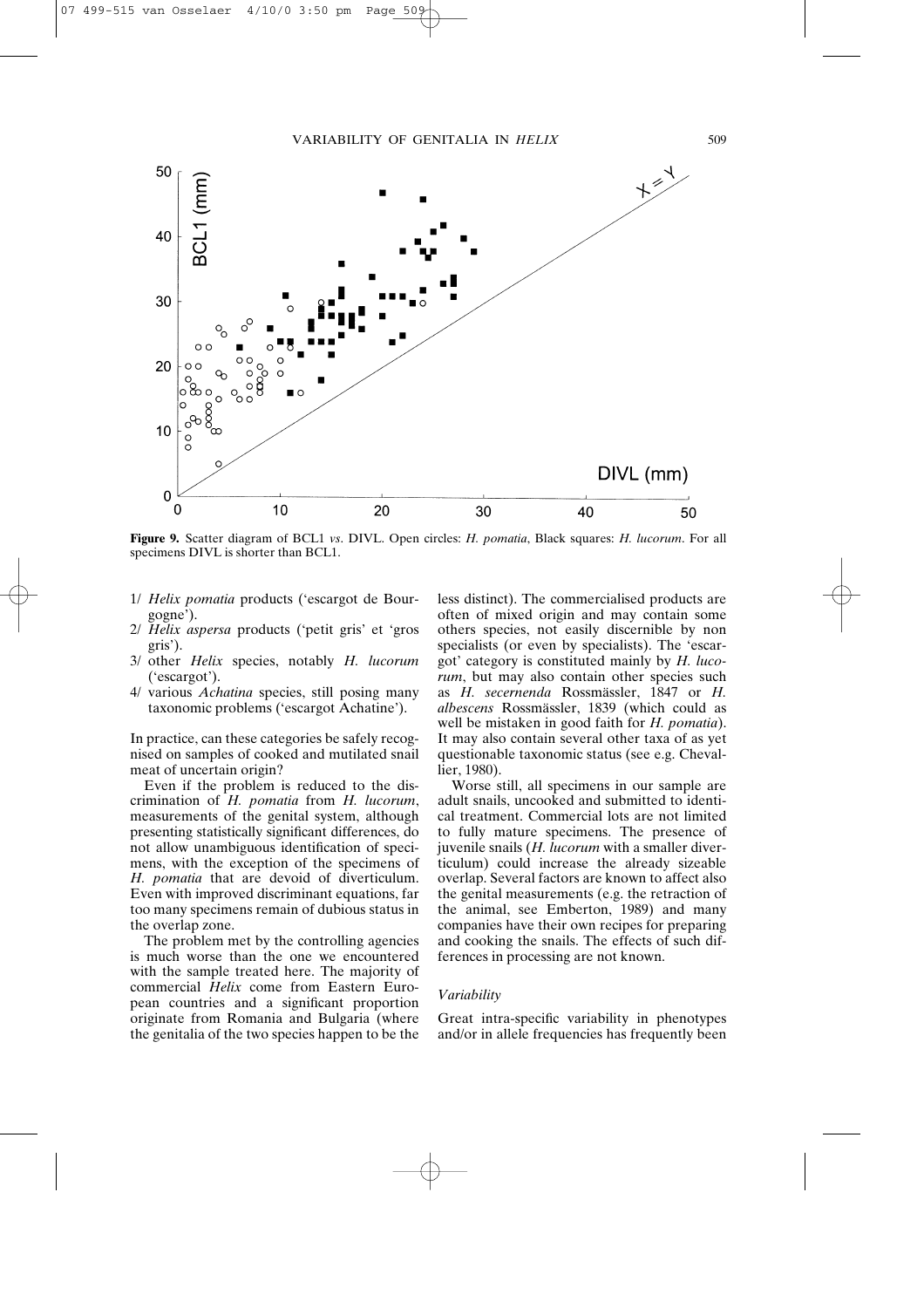**Figure 9.** Scatter diagram of BCL1 *vs.* DIVL. Open circles: *H. pomatia*, Black squares: *H. lucorum*. For all specimens DIVL is shorter than BCL1.

1/ *Helix pomatia* products ('escargot de Bourgogne').
2/ *Helix aspersa* products ('petit gris' et 'gros gris').
3/ other *Helix* species, notably *H. lucorum* ('escargot').
4/ various *Achatina* species, still posing many taxonomic problems ('escargot Achatine').

In practice, can these categories be safely recognised on samples of cooked and mutilated snail meat of uncertain origin?

Even if the problem is reduced to the discrimination of *H. pomatia* from *H. lucorum*, measurements of the genital system, although presenting statistically significant differences, do not allow unambiguous identification of specimens, with the exception of the specimens of *H. pomatia* that are devoid of diverticulum. Even with improved discriminant equations, far too many specimens remain of dubious status in the overlap zone.

The problem met by the controlling agencies is much worse than the one we encountered with the sample treated here. The majority of commercial *Helix* come from Eastern European countries and a significant proportion originate from Romania and Bulgaria (where the genitalia of the two species happen to be the less distinct). The commercialised products are often of mixed origin and may contain some others species, not easily discernible by non specialists (or even by specialists). The 'escargot' category is constituted mainly by *H. lucorum*, but may also contain other species such as *H. secernenda* Rossmässler, 1847 or *H. albescens* Rossmässler, 1839 (which could as well be mistaken in good faith for *H. pomatia*). It may also contain several other taxa of as yet questionable taxonomic status (see e.g. Chevallier, 1980).

Worse still, all specimens in our sample are adult snails, uncooked and submitted to identical treatment. Commercial lots are not limited to fully mature specimens. The presence of juvenile snails (*H. lucorum* with a smaller diverticulum) could increase the already sizeable overlap. Several factors are known to affect also the genital measurements (e.g. the retraction of the animal, see Emberton, 1989) and many companies have their own recipes for preparing and cooking the snails. The effects of such differences in processing are not known.

### *Variability*

Great intra-specific variability in phenotypes and/or in allele frequencies has frequently been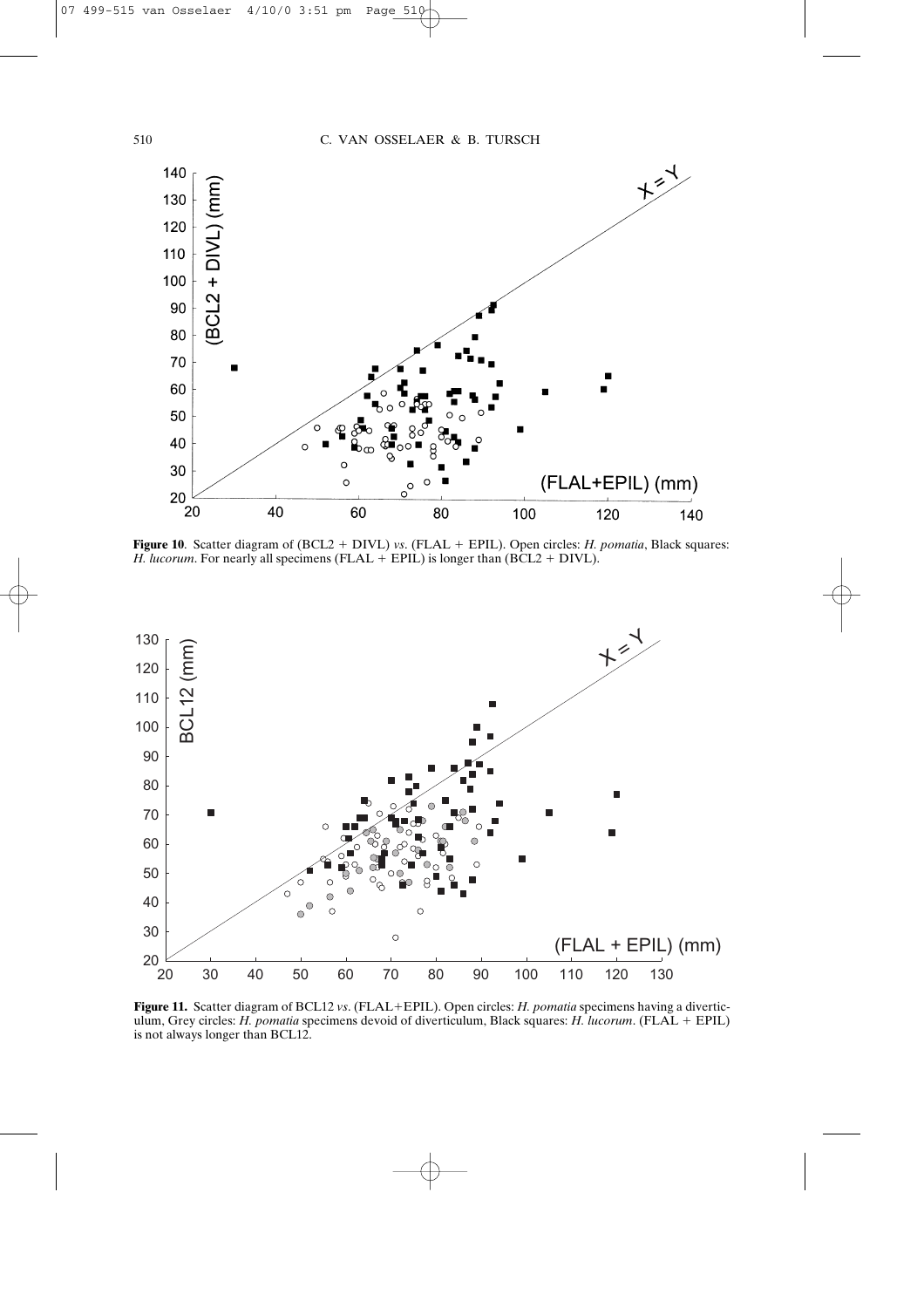**Figure 10**. Scatter diagram of (BCL2 + DIVL) *vs*. (FLAL + EPIL). Open circles: *H. pomatia*, Black squares: *H. lucorum*. For nearly all specimens (FLAL + EPIL) is longer than (BCL2 + DIVL).

**Figure 11.** Scatter diagram of BCL12 *vs*. (FLAL+EPIL). Open circles: *H. pomatia* specimens having a diverticulum, Grey circles: *H. pomatia* specimens devoid of diverticulum, Black squares: *H. lucorum*. (FLAL + EPIL) is not always longer than BCL12.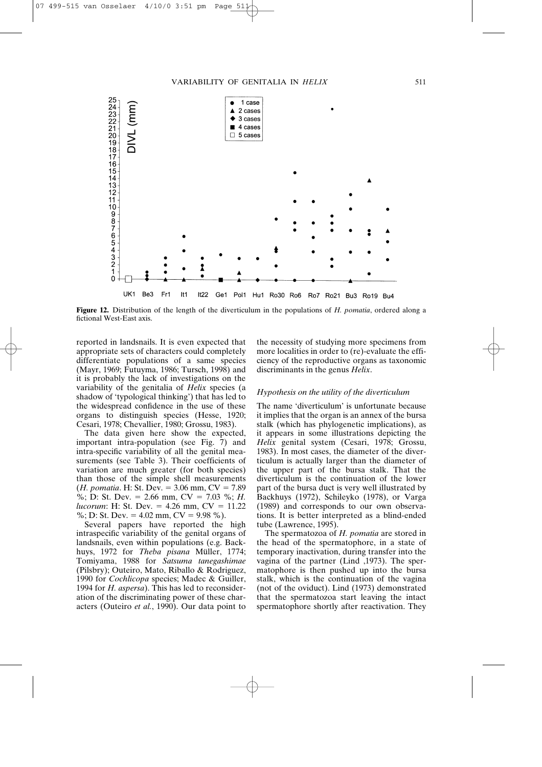**Figure 12.** Distribution of the length of the diverticulum in the populations of *H. pomatia*, ordered along a fictional West-East axis.

reported in landsnails. It is even expected that appropriate sets of characters could completely differentiate populations of a same species (Mayr, 1969; Futuyma, 1986; Tursch, 1998) and it is probably the lack of investigations on the variability of the genitalia of *Helix* species (a shadow of 'typological thinking') that has led to the widespread confidence in the use of these organs to distinguish species (Hesse, 1920; Cesari, 1978; Chevallier, 1980; Grossu, 1983).

The data given here show the expected, important intra-population (see Fig. 7) and intra-specific variability of all the genital measurements (see Table 3). Their coefficients of variation are much greater (for both species) than those of the simple shell measurements (*H. pomatia*. H: St. Dev. = 3.06 mm, CV = 7.89 %; D: St. Dev. = 2.66 mm, CV = 7.03 %; *H. lucorum*: H: St. Dev. = 4.26 mm, CV = 11.22 %; D: St. Dev. = 4.02 mm, CV = 9.98 %).

Several papers have reported the high intraspecific variability of the genital organs of landsnails, even within populations (e.g. Backhuys, 1972 for *Theba pisana* Müller, 1774; Tomiyama, 1988 for *Satsuma tanegashimae* (Pilsbry); Outeiro, Mato, Riballo & Rodriguez, 1990 for *Cochlicopa* species; Madec & Guiller, 1994 for *H. aspersa*). This has led to reconsideration of the discriminating power of these characters (Outeiro *et al.*, 1990). Our data point to the necessity of studying more specimens from more localities in order to (re)-evaluate the efficiency of the reproductive organs as taxonomic discriminants in the genus *Helix*.

### *Hypothesis on the utility of the diverticulum*

The name 'diverticulum' is unfortunate because it implies that the organ is an annex of the bursa stalk (which has phylogenetic implications), as it appears in some illustrations depicting the *Helix* genital system (Cesari, 1978; Grossu, 1983). In most cases, the diameter of the diverticulum is actually larger than the diameter of the upper part of the bursa stalk. That the diverticulum is the continuation of the lower part of the bursa duct is very well illustrated by Backhuys (1972), Schileyko (1978), or Varga (1989) and corresponds to our own observations. It is better interpreted as a blind-ended tube (Lawrence, 1995).

The spermatozoa of *H. pomatia* are stored in the head of the spermatophore, in a state of temporary inactivation, during transfer into the vagina of the partner (Lind ,1973). The spermatophore is then pushed up into the bursa stalk, which is the continuation of the vagina (not of the oviduct). Lind (1973) demonstrated that the spermatozoa start leaving the intact spermatophore shortly after reactivation. They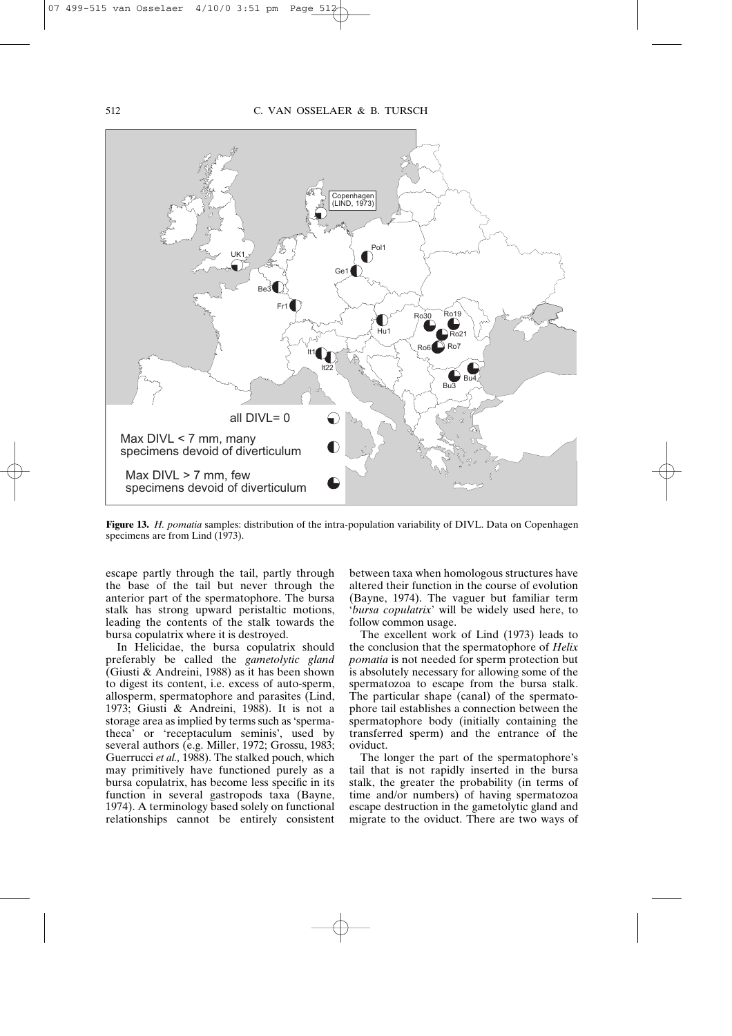**Figure 13.** *H. pomatia* samples: distribution of the intra-population variability of DIVL. Data on Copenhagen specimens are from Lind (1973).

escape partly through the tail, partly through the base of the tail but never through the anterior part of the spermatophore. The bursa stalk has strong upward peristaltic motions, leading the contents of the stalk towards the bursa copulatrix where it is destroyed.

In Helicidae, the bursa copulatrix should preferably be called the *gametolytic gland* (Giusti & Andreini, 1988) as it has been shown to digest its content, i.e. excess of auto-sperm, allosperm, spermatophore and parasites (Lind, 1973; Giusti & Andreini, 1988). It is not a storage area as implied by terms such as 'spermatheca' or 'receptaculum seminis', used by several authors (e.g. Miller, 1972; Grossu, 1983; Guerrucci *et al.,* 1988). The stalked pouch, which may primitively have functioned purely as a bursa copulatrix, has become less specific in its function in several gastropods taxa (Bayne, 1974). A terminology based solely on functional relationships cannot be entirely consistent between taxa when homologous structures have altered their function in the course of evolution (Bayne, 1974). The vaguer but familiar term '*bursa copulatrix*' will be widely used here, to follow common usage.

The excellent work of Lind (1973) leads to the conclusion that the spermatophore of *Helix pomatia* is not needed for sperm protection but is absolutely necessary for allowing some of the spermatozoa to escape from the bursa stalk. The particular shape (canal) of the spermatophore tail establishes a connection between the spermatophore body (initially containing the transferred sperm) and the entrance of the oviduct.

The longer the part of the spermatophore's tail that is not rapidly inserted in the bursa stalk, the greater the probability (in terms of time and/or numbers) of having spermatozoa escape destruction in the gametolytic gland and migrate to the oviduct. There are two ways of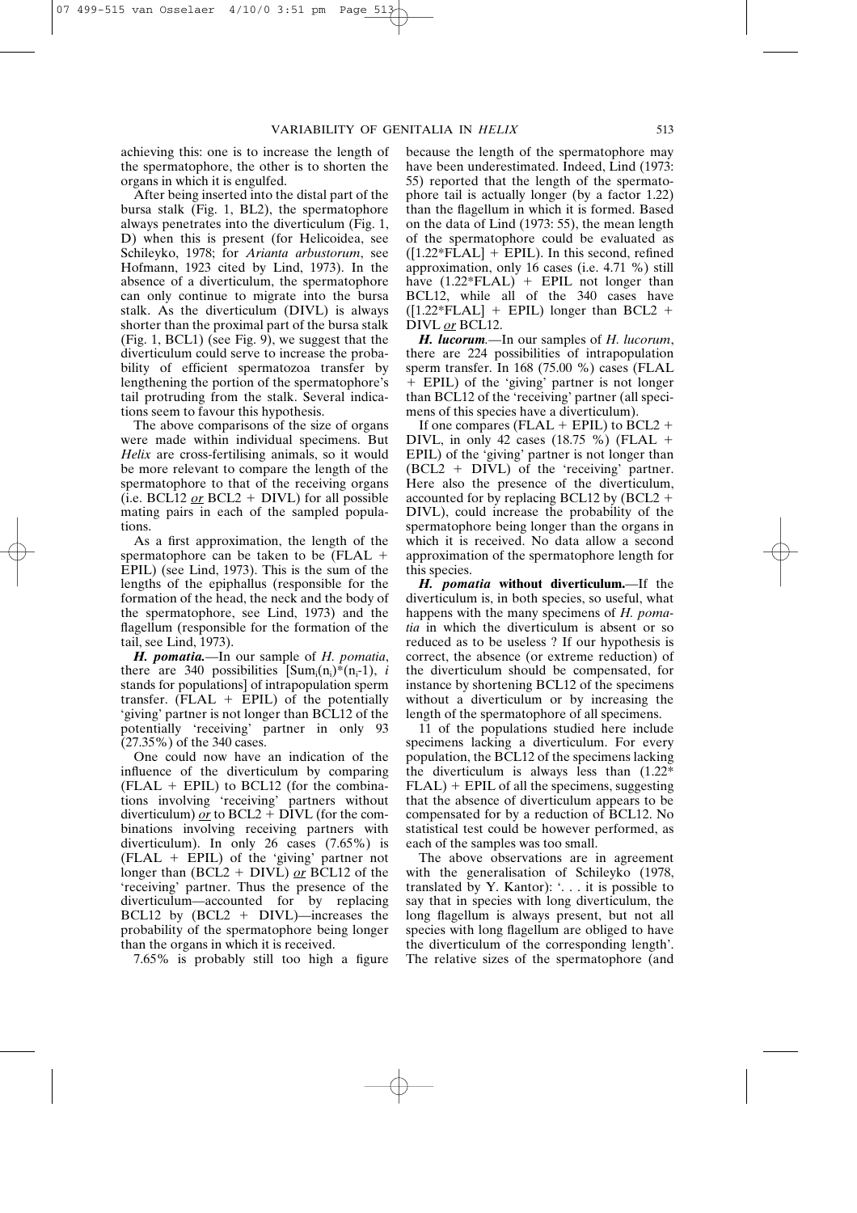achieving this: one is to increase the length of the spermatophore, the other is to shorten the organs in which it is engulfed.

After being inserted into the distal part of the bursa stalk (Fig. 1, BL2), the spermatophore always penetrates into the diverticulum (Fig. 1, D) when this is present (for Helicoidea, see Schileyko, 1978; for *Arianta arbustorum*, see Hofmann, 1923 cited by Lind, 1973). In the absence of a diverticulum, the spermatophore can only continue to migrate into the bursa stalk. As the diverticulum (DIVL) is always shorter than the proximal part of the bursa stalk (Fig. 1, BCL1) (see Fig. 9), we suggest that the diverticulum could serve to increase the probability of efficient spermatozoa transfer by lengthening the portion of the spermatophore's tail protruding from the stalk. Several indications seem to favour this hypothesis.

The above comparisons of the size of organs were made within individual specimens. But *Helix* are cross-fertilising animals, so it would be more relevant to compare the length of the spermatophore to that of the receiving organs (i.e. BCL12 _or_ BCL2 + DIVL) for all possible mating pairs in each of the sampled populations.

As a first approximation, the length of the spermatophore can be taken to be (FLAL + EPIL) (see Lind, 1973). This is the sum of the lengths of the epiphallus (responsible for the formation of the head, the neck and the body of the spermatophore, see Lind, 1973) and the flagellum (responsible for the formation of the tail, see Lind, 1973).

***H. pomatia.***—In our sample of *H. pomatia*, there are 340 possibilities [$\mathrm{Sum}_i(n_i)*(n_i\text{-}1)$, *i* stands for populations] of intrapopulation sperm transfer. (FLAL + EPIL) of the potentially 'giving' partner is not longer than BCL12 of the potentially 'receiving' partner in only 93 (27.35%) of the 340 cases.

One could now have an indication of the influence of the diverticulum by comparing (FLAL + EPIL) to BCL12 (for the combinations involving 'receiving' partners without diverticulum) _or_ to BCL2 + DIVL (for the combinations involving receiving partners with diverticulum). In only 26 cases (7.65%) is (FLAL + EPIL) of the 'giving' partner not longer than (BCL2 + DIVL) _or_ BCL12 of the 'receiving' partner. Thus the presence of the diverticulum—accounted for by replacing BCL12 by (BCL2 + DIVL)—increases the probability of the spermatophore being longer than the organs in which it is received.

7.65% is probably still too high a figure because the length of the spermatophore may have been underestimated. Indeed, Lind (1973: 55) reported that the length of the spermatophore tail is actually longer (by a factor 1.22) than the flagellum in which it is formed. Based on the data of Lind (1973: 55), the mean length of the spermatophore could be evaluated as ([1.22*FLAL] + EPIL). In this second, refined approximation, only 16 cases (i.e. 4.71 %) still have (1.22*FLAL) + EPIL not longer than BCL12, while all of the 340 cases have ([1.22*FLAL] + EPIL) longer than BCL2 + DIVL _or_ BCL12.

***H. lucorum.***—In our samples of *H. lucorum*, there are 224 possibilities of intrapopulation sperm transfer. In 168 (75.00 %) cases (FLAL + EPIL) of the 'giving' partner is not longer than BCL12 of the 'receiving' partner (all specimens of this species have a diverticulum).

If one compares (FLAL + EPIL) to BCL2 + DIVL, in only 42 cases (18.75 %) (FLAL + EPIL) of the 'giving' partner is not longer than (BCL2 + DIVL) of the 'receiving' partner. Here also the presence of the diverticulum, accounted for by replacing BCL12 by (BCL2 + DIVL), could increase the probability of the spermatophore being longer than the organs in which it is received. No data allow a second approximation of the spermatophore length for this species.

***H. pomatia* without diverticulum.**—If the diverticulum is, in both species, so useful, what happens with the many specimens of *H. pomatia* in which the diverticulum is absent or so reduced as to be useless ? If our hypothesis is correct, the absence (or extreme reduction) of the diverticulum should be compensated, for instance by shortening BCL12 of the specimens without a diverticulum or by increasing the length of the spermatophore of all specimens.

11 of the populations studied here include specimens lacking a diverticulum. For every population, the BCL12 of the specimens lacking the diverticulum is always less than (1.22* FLAL) + EPIL of all the specimens, suggesting that the absence of diverticulum appears to be compensated for by a reduction of BCL12. No statistical test could be however performed, as each of the samples was too small.

The above observations are in agreement with the generalisation of Schileyko (1978, translated by Y. Kantor): '. . . it is possible to say that in species with long diverticulum, the long flagellum is always present, but not all species with long flagellum are obliged to have the diverticulum of the corresponding length'. The relative sizes of the spermatophore (and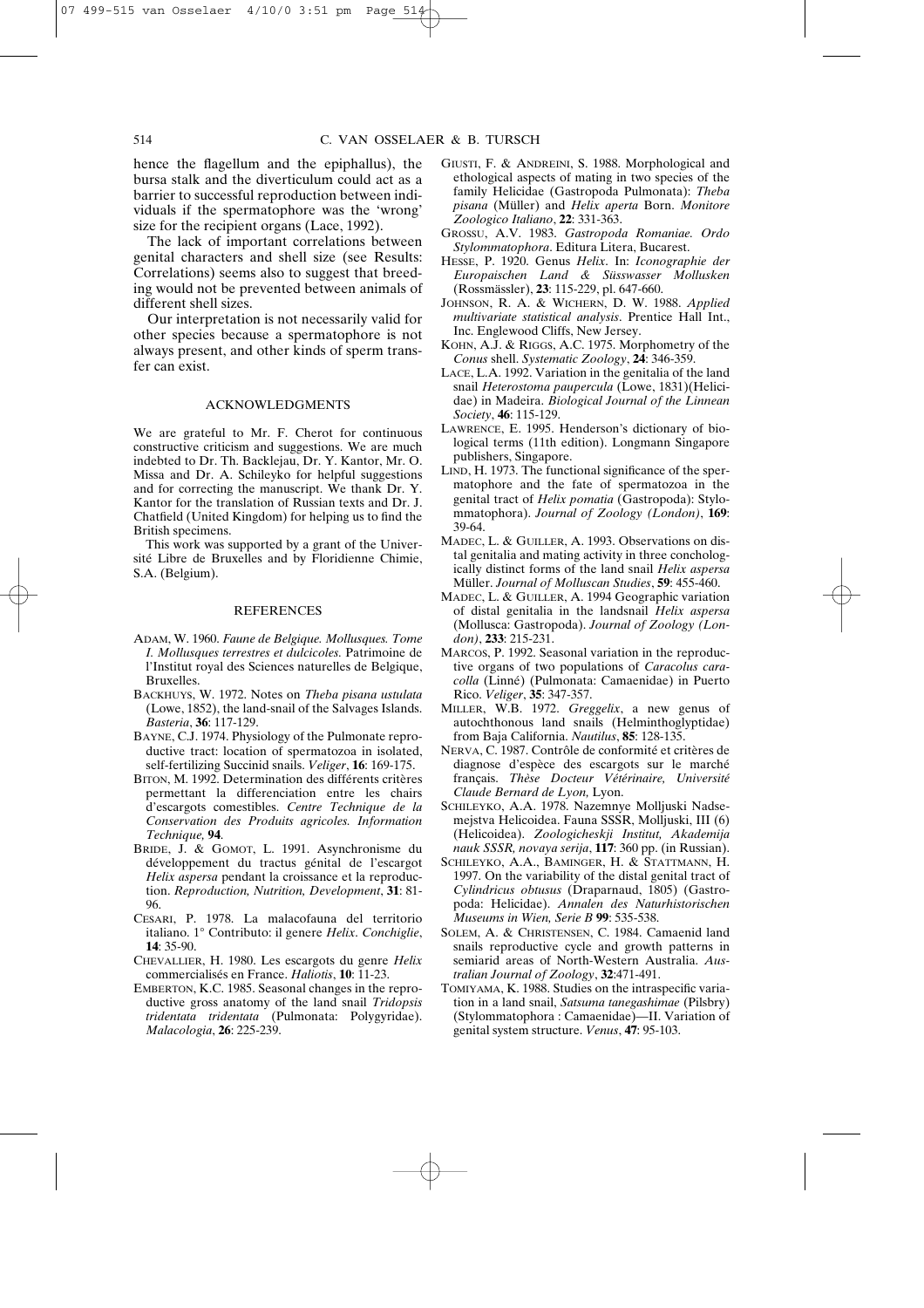hence the flagellum and the epiphallus), the bursa stalk and the diverticulum could act as a barrier to successful reproduction between individuals if the spermatophore was the 'wrong' size for the recipient organs (Lace, 1992).

The lack of important correlations between genital characters and shell size (see Results: Correlations) seems also to suggest that breeding would not be prevented between animals of different shell sizes.

Our interpretation is not necessarily valid for other species because a spermatophore is not always present, and other kinds of sperm transfer can exist.

## ACKNOWLEDGMENTS

We are grateful to Mr. F. Cherot for continuous constructive criticism and suggestions. We are much indebted to Dr. Th. Backlejau, Dr. Y. Kantor, Mr. O. Missa and Dr. A. Schileyko for helpful suggestions and for correcting the manuscript. We thank Dr. Y. Kantor for the translation of Russian texts and Dr. J. Chatfield (United Kingdom) for helping us to find the British specimens.

This work was supported by a grant of the Université Libre de Bruxelles and by Floridienne Chimie, S.A. (Belgium).

## REFERENCES

ADAM, W. 1960. *Faune de Belgique. Mollusques. Tome I. Mollusques terrestres et dulcicoles.* Patrimoine de l'Institut royal des Sciences naturelles de Belgique, Bruxelles.

BACKHUYS, W. 1972. Notes on *Theba pisana ustulata* (Lowe, 1852), the land-snail of the Salvages Islands. *Basteria*, **36**: 117-129.

BAYNE, C.J. 1974. Physiology of the Pulmonate reproductive tract: location of spermatozoa in isolated, self-fertilizing Succinid snails. *Veliger*, **16**: 169-175.

BITON, M. 1992. Determination des différents critères permettant la differenciation entre les chairs d'escargots comestibles. *Centre Technique de la Conservation des Produits agricoles. Information Technique,* **94**.

BRIDE, J. & GOMOT, L. 1991. Asynchronisme du développement du tractus génital de l'escargot *Helix aspersa* pendant la croissance et la reproduction. *Reproduction, Nutrition, Development*, **31**: 81-96.

CESARI, P. 1978. La malacofauna del territorio italiano. 1° Contributo: il genere *Helix*. *Conchiglie*, **14**: 35-90.

CHEVALLIER, H. 1980. Les escargots du genre *Helix* commercialisés en France. *Haliotis*, **10**: 11-23.

EMBERTON, K.C. 1985. Seasonal changes in the reproductive gross anatomy of the land snail *Tridopsis tridentata tridentata* (Pulmonata: Polygyridae). *Malacologia*, **26**: 225-239.

GIUSTI, F. & ANDREINI, S. 1988. Morphological and ethological aspects of mating in two species of the family Helicidae (Gastropoda Pulmonata): *Theba pisana* (Müller) and *Helix aperta* Born. *Monitore Zoologico Italiano*, **22**: 331-363.

GROSSU, A.V. 1983. *Gastropoda Romaniae. Ordo Stylommatophora*. Editura Litera, Bucarest.

HESSE, P. 1920. Genus *Helix*. In: *Iconographie der Europaischen Land & Süsswasser Mollusken* (Rossmässler), **23**: 115-229, pl. 647-660.

JOHNSON, R. A. & WICHERN, D. W. 1988. *Applied multivariate statistical analysis*. Prentice Hall Int., Inc. Englewood Cliffs, New Jersey.

KOHN, A.J. & RIGGS, A.C. 1975. Morphometry of the *Conus* shell. *Systematic Zoology*, **24**: 346-359.

LACE, L.A. 1992. Variation in the genitalia of the land snail *Heterostoma paupercula* (Lowe, 1831)(Helicidae) in Madeira. *Biological Journal of the Linnean Society*, **46**: 115-129.

LAWRENCE, E. 1995. Henderson's dictionary of biological terms (11th edition). Longmann Singapore publishers, Singapore.

LIND, H. 1973. The functional significance of the spermatophore and the fate of spermatozoa in the genital tract of *Helix pomatia* (Gastropoda): Stylommatophora). *Journal of Zoology (London)*, **169**: 39-64.

MADEC, L. & GUILLER, A. 1993. Observations on distal genitalia and mating activity in three conchologically distinct forms of the land snail *Helix aspersa* Müller. *Journal of Molluscan Studies*, **59**: 455-460.

MADEC, L. & GUILLER, A. 1994 Geographic variation of distal genitalia in the landsnail *Helix aspersa* (Mollusca: Gastropoda). *Journal of Zoology (London)*, **233**: 215-231.

MARCOS, P. 1992. Seasonal variation in the reproductive organs of two populations of *Caracolus caracolla* (Linné) (Pulmonata: Camaenidae) in Puerto Rico. *Veliger*, **35**: 347-357.

MILLER, W.B. 1972. *Greggelix*, a new genus of autochthonous land snails (Helminthoglyptidae) from Baja California. *Nautilus*, **85**: 128-135.

NERVA, C. 1987. Contrôle de conformité et critères de diagnose d'espèce des escargots sur le marché français. *Thèse Docteur Vétérinaire, Université Claude Bernard de Lyon,* Lyon.

SCHILEYKO, A.A. 1978. Nazemnye Molljuski Nadsemejstva Helicoidea. Fauna SSSR, Molljuski, III (6) (Helicoidea). *Zoologicheskji Institut, Akademija nauk SSSR, novaya serija*, **117**: 360 pp. (in Russian).

SCHILEYKO, A.A., BAMINGER, H. & STATTMANN, H. 1997. On the variability of the distal genital tract of *Cylindricus obtusus* (Draparnaud, 1805) (Gastropoda: Helicidae). *Annalen des Naturhistorischen Museums in Wien, Serie B* **99**: 535-538.

SOLEM, A. & CHRISTENSEN, C. 1984. Camaenid land snails reproductive cycle and growth patterns in semiarid areas of North-Western Australia. *Australian Journal of Zoology*, **32**:471-491.

TOMIYAMA, K. 1988. Studies on the intraspecific variation in a land snail, *Satsuma tanegashimae* (Pilsbry) (Stylommatophora : Camaenidae)—II. Variation of genital system structure. *Venus*, **47**: 95-103.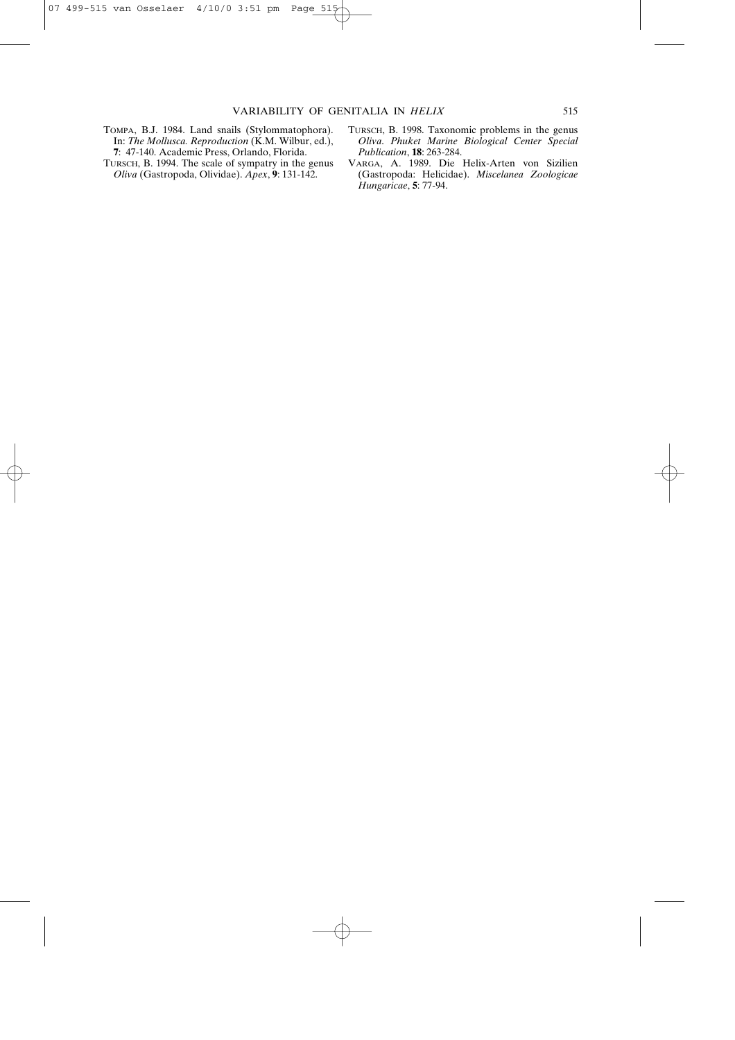TOMPA, B.J. 1984. Land snails (Stylommatophora). In: *The Mollusca. Reproduction* (K.M. Wilbur, ed.), **7**: 47-140. Academic Press, Orlando, Florida.

TURSCH, B. 1994. The scale of sympatry in the genus *Oliva* (Gastropoda, Olividae). *Apex*, **9**: 131-142.

TURSCH, B. 1998. Taxonomic problems in the genus *Oliva*. *Phuket Marine Biological Center Special Publication*, **18**: 263-284.

VARGA, A. 1989. Die Helix-Arten von Sizilien (Gastropoda: Helicidae). *Miscelanea Zoologicae Hungaricae*, **5**: 77-94.